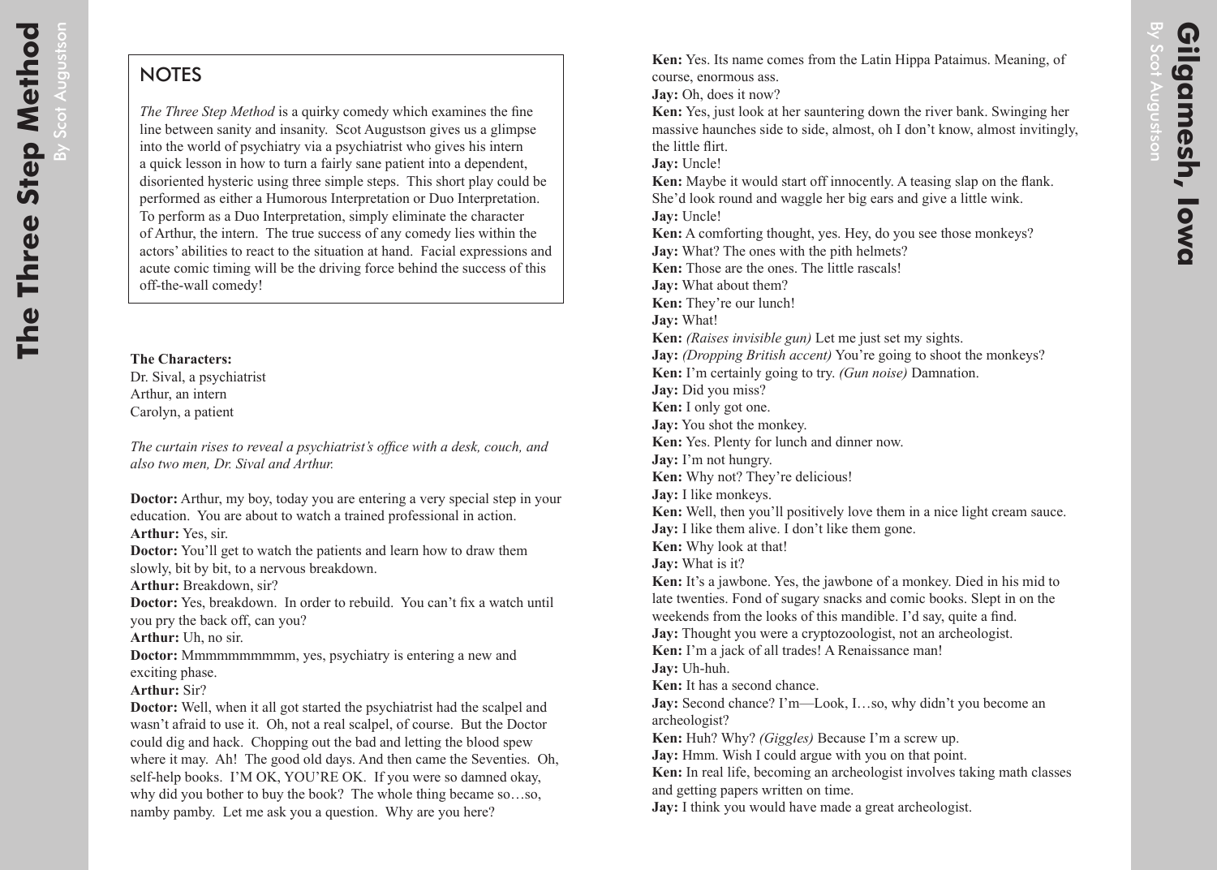## NOTES

*The Three Step Method* is a quirky comedy which examines the fine line between sanity and insanity. Scot Augustsson gives us a glimpse into the world of psychiatry via a psychiatrist who gives his intern a quick lesson in how to turn a fairly sane patient into a dependent, disoriented hysteric using three simple steps. This short play could be performed as either a Humorous Interpretation or Duo Interpretation. To perform as a Duo Interpretation, simply eliminate the character of Arthur, the intern. The true success of any comedy lies within the actors' abilities to react to the situation at hand. Facial expressions and acute comic timing will be the driving force behind the success of this off-the-wall comedy!

**The Characters:**
Dr. Sival, a psychiatrist
Arthur, an intern
Carolyn, a patient

*The curtain rises to reveal a psychiatrist's office with a desk, couch, and also two men, Dr. Sival and Arthur.*

**Doctor:** Arthur, my boy, today you are entering a very special step in your education. You are about to watch a trained professional in action.
**Arthur:** Yes, sir.
**Doctor:** You'll get to watch the patients and learn how to draw them slowly, bit by bit, to a nervous breakdown.
**Arthur:** Breakdown, sir?
**Doctor:** Yes, breakdown. In order to rebuild. You can't fix a watch until you pry the back off, can you?
**Arthur:** Uh, no sir.
**Doctor:** Mmmmmmmmmm, yes, psychiatry is entering a new and exciting phase.
**Arthur:** Sir?
**Doctor:** Well, when it all got started the psychiatrist had the scalpel and wasn't afraid to use it. Oh, not a real scalpel, of course. But the Doctor could dig and hack. Chopping out the bad and letting the blood spew where it may. Ah! The good old days. And then came the Seventies. Oh, self-help books. I'M OK, YOU'RE OK. If you were so damned okay, why did you bother to buy the book? The whole thing became so…so, namby pamby. Let me ask you a question. Why are you here?

**Ken:** Yes. Its name comes from the Latin Hippa Pataimus. Meaning, of course, enormous ass.
**Jay:** Oh, does it now?
**Ken:** Yes, just look at her sauntering down the river bank. Swinging her massive haunches side to side, almost, oh I don't know, almost invitingly, the little flirt.
**Jay:** Uncle!
**Ken:** Maybe it would start off innocently. A teasing slap on the flank. She'd look round and waggle her big ears and give a little wink.
**Jay:** Uncle!
**Ken:** A comforting thought, yes. Hey, do you see those monkeys?
**Jay:** What? The ones with the pith helmets?
**Ken:** Those are the ones. The little rascals!
**Jay:** What about them?
**Ken:** They're our lunch!
**Jay:** What!
**Ken:** *(Raises invisible gun)* Let me just set my sights.
**Jay:** *(Dropping British accent)* You're going to shoot the monkeys?
**Ken:** I'm certainly going to try. *(Gun noise)* Damnation.
**Jay:** Did you miss?
**Ken:** I only got one.
**Jay:** You shot the monkey.
**Ken:** Yes. Plenty for lunch and dinner now.
**Jay:** I'm not hungry.
**Ken:** Why not? They're delicious!
**Jay:** I like monkeys.
**Ken:** Well, then you'll positively love them in a nice light cream sauce.
**Jay:** I like them alive. I don't like them gone.
**Ken:** Why look at that!
**Jay:** What is it?
**Ken:** It's a jawbone. Yes, the jawbone of a monkey. Died in his mid to late twenties. Fond of sugary snacks and comic books. Slept in on the weekends from the looks of this mandible. I'd say, quite a find.
**Jay:** Thought you were a cryptozoologist, not an archeologist.
**Ken:** I'm a jack of all trades! A Renaissance man!
**Jay:** Uh-huh.
**Ken:** It has a second chance.
**Jay:** Second chance? I'm—Look, I…so, why didn't you become an archeologist?
**Ken:** Huh? Why? *(Giggles)* Because I'm a screw up.
**Jay:** Hmm. Wish I could argue with you on that point.
**Ken:** In real life, becoming an archeologist involves taking math classes and getting papers written on time.
**Jay:** I think you would have made a great archeologist.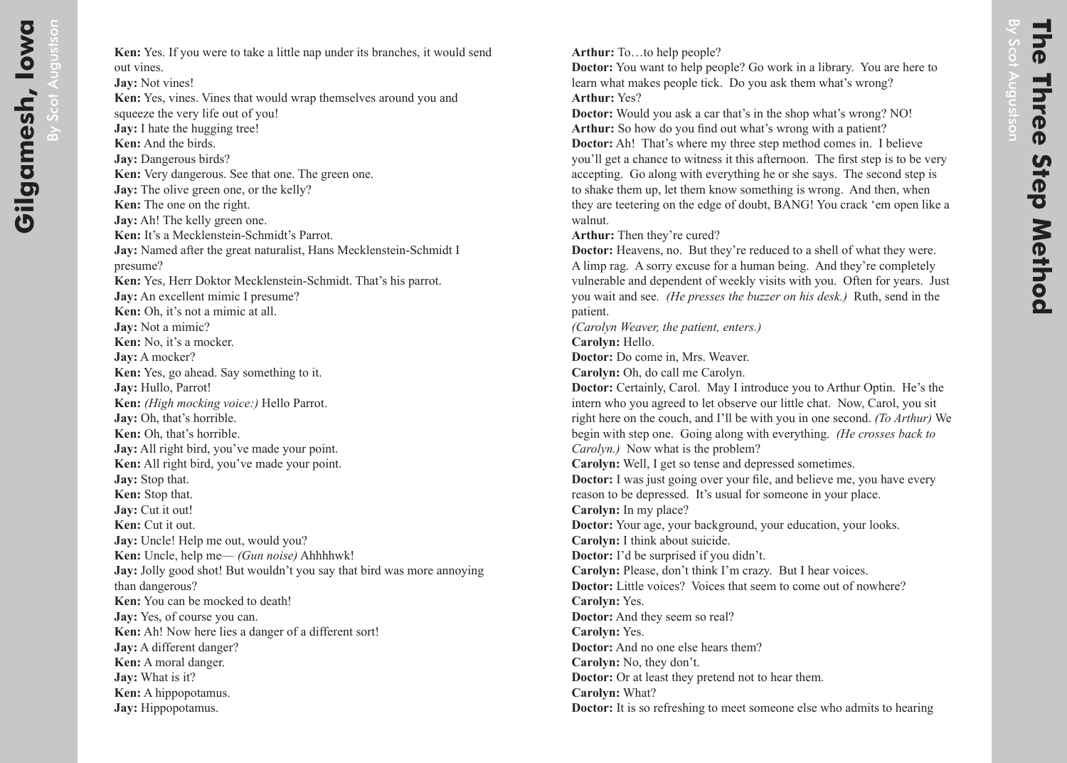**Ken:** Yes. If you were to take a little nap under its branches, it would send out vines.
**Jay:** Not vines!
**Ken:** Yes, vines. Vines that would wrap themselves around you and squeeze the very life out of you!
**Jay:** I hate the hugging tree!
**Ken:** And the birds.
**Jay:** Dangerous birds?
**Ken:** Very dangerous. See that one. The green one.
**Jay:** The olive green one, or the kelly?
**Ken:** The one on the right.
**Jay:** Ah! The kelly green one.
**Ken:** It's a Mecklenstein-Schmidt's Parrot.
**Jay:** Named after the great naturalist, Hans Mecklenstein-Schmidt I presume?
**Ken:** Yes, Herr Doktor Mecklenstein-Schmidt. That's his parrot.
**Jay:** An excellent mimic I presume?
**Ken:** Oh, it's not a mimic at all.
**Jay:** Not a mimic?
**Ken:** No, it's a mocker.
**Jay:** A mocker?
**Ken:** Yes, go ahead. Say something to it.
**Jay:** Hullo, Parrot!
**Ken:** *(High mocking voice:)* Hello Parrot.
**Jay:** Oh, that's horrible.
**Ken:** Oh, that's horrible.
**Jay:** All right bird, you've made your point.
**Ken:** All right bird, you've made your point.
**Jay:** Stop that.
**Ken:** Stop that.
**Jay:** Cut it out!
**Ken:** Cut it out.
**Jay:** Uncle! Help me out, would you?
**Ken:** Uncle, help me— *(Gun noise)* Ahhhhwk!
**Jay:** Jolly good shot! But wouldn't you say that bird was more annoying than dangerous?
**Ken:** You can be mocked to death!
**Jay:** Yes, of course you can.
**Ken:** Ah! Now here lies a danger of a different sort!
**Jay:** A different danger?
**Ken:** A moral danger.
**Jay:** What is it?
**Ken:** A hippopotamus.
**Jay:** Hippopotamus.

**Arthur:** To…to help people?
**Doctor:** You want to help people? Go work in a library. You are here to learn what makes people tick. Do you ask them what's wrong?
**Arthur:** Yes?
**Doctor:** Would you ask a car that's in the shop what's wrong? NO!
**Arthur:** So how do you find out what's wrong with a patient?
**Doctor:** Ah! That's where my three step method comes in. I believe you'll get a chance to witness it this afternoon. The first step is to be very accepting. Go along with everything he or she says. The second step is to shake them up, let them know something is wrong. And then, when they are teetering on the edge of doubt, BANG! You crack 'em open like a walnut.
**Arthur:** Then they're cured?
**Doctor:** Heavens, no. But they're reduced to a shell of what they were. A limp rag. A sorry excuse for a human being. And they're completely vulnerable and dependent of weekly visits with you. Often for years. Just you wait and see*. (He presses the buzzer on his desk.)* Ruth, send in the patient.
*(Carolyn Weaver, the patient, enters.)*
**Carolyn:** Hello.
**Doctor:** Do come in, Mrs. Weaver.
**Carolyn:** Oh, do call me Carolyn.
**Doctor:** Certainly, Carol. May I introduce you to Arthur Optin. He's the intern who you agreed to let observe our little chat. Now, Carol, you sit right here on the couch, and I'll be with you in one second. *(To Arthur)* We begin with step one. Going along with everything. *(He crosses back to Carolyn.)* Now what is the problem?
**Carolyn:** Well, I get so tense and depressed sometimes.
**Doctor:** I was just going over your file, and believe me, you have every reason to be depressed. It's usual for someone in your place.
**Carolyn:** In my place?
**Doctor:** Your age, your background, your education, your looks.
**Carolyn:** I think about suicide.
**Doctor:** I'd be surprised if you didn't.
**Carolyn:** Please, don't think I'm crazy. But I hear voices.
**Doctor:** Little voices? Voices that seem to come out of nowhere?
**Carolyn:** Yes.
**Doctor:** And they seem so real?
**Carolyn:** Yes.
**Doctor:** And no one else hears them?
**Carolyn:** No, they don't.
**Doctor:** Or at least they pretend not to hear them.
**Carolyn:** What?
**Doctor:** It is so refreshing to meet someone else who admits to hearing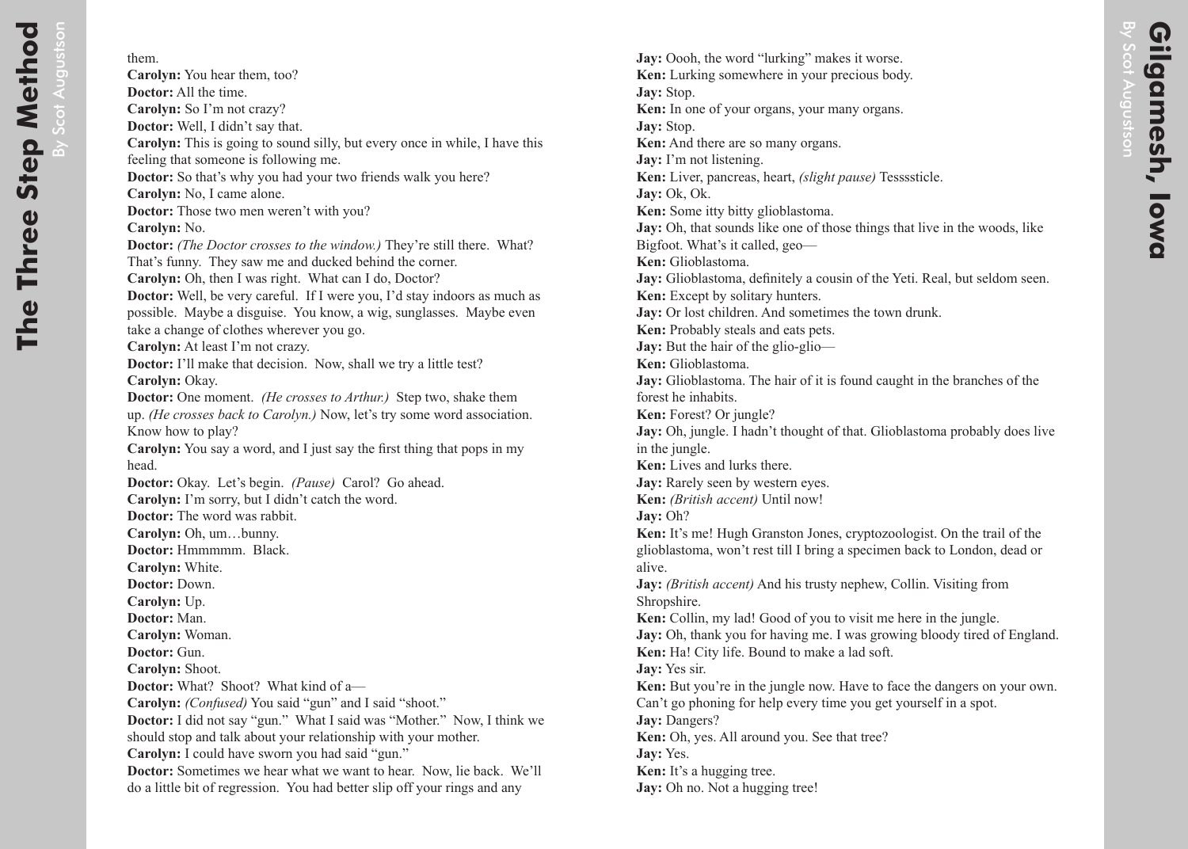them.

**Carolyn:** You hear them, too?

**Doctor:** All the time.

**Carolyn:** So I'm not crazy?

**Doctor:** Well, I didn't say that.

**Carolyn:** This is going to sound silly, but every once in while, I have this feeling that someone is following me.

**Doctor:** So that's why you had your two friends walk you here?

**Carolyn:** No, I came alone.

**Doctor:** Those two men weren't with you?

**Carolyn:** No.

**Doctor:** *(The Doctor crosses to the window.)* They're still there. What? That's funny. They saw me and ducked behind the corner.

**Carolyn:** Oh, then I was right. What can I do, Doctor?

**Doctor:** Well, be very careful. If I were you, I'd stay indoors as much as possible. Maybe a disguise. You know, a wig, sunglasses. Maybe even take a change of clothes wherever you go.

**Carolyn:** At least I'm not crazy.

**Doctor:** I'll make that decision. Now, shall we try a little test?

**Carolyn:** Okay.

**Doctor:** One moment. *(He crosses to Arthur.)* Step two, shake them up. *(He crosses back to Carolyn.)* Now, let's try some word association. Know how to play?

**Carolyn:** You say a word, and I just say the first thing that pops in my head.

**Doctor:** Okay. Let's begin. *(Pause)* Carol? Go ahead.

**Carolyn:** I'm sorry, but I didn't catch the word.

**Doctor:** The word was rabbit.

**Carolyn:** Oh, um…bunny.

**Doctor:** Hmmmmm. Black.

**Carolyn:** White.

**Doctor:** Down.

**Carolyn:** Up.

**Doctor:** Man.

**Carolyn:** Woman.

**Doctor:** Gun.

**Carolyn:** Shoot.

**Doctor:** What? Shoot? What kind of a—

**Carolyn:** *(Confused)* You said "gun" and I said "shoot."

**Doctor:** I did not say "gun." What I said was "Mother." Now, I think we should stop and talk about your relationship with your mother.

**Carolyn:** I could have sworn you had said "gun."

**Doctor:** Sometimes we hear what we want to hear. Now, lie back. We'll do a little bit of regression. You had better slip off your rings and any

**Jay:** Oooh, the word "lurking" makes it worse.

**Ken:** Lurking somewhere in your precious body.

**Jay:** Stop.

**Ken:** In one of your organs, your many organs.

**Jay:** Stop.

**Ken:** And there are so many organs.

**Jay:** I'm not listening.

**Ken:** Liver, pancreas, heart, *(slight pause)* Tessssticle.

**Jay:** Ok, Ok.

**Ken:** Some itty bitty glioblastoma.

**Jay:** Oh, that sounds like one of those things that live in the woods, like Bigfoot. What's it called, geo—

**Ken:** Glioblastoma.

**Jay:** Glioblastoma, definitely a cousin of the Yeti. Real, but seldom seen.

**Ken:** Except by solitary hunters.

**Jay:** Or lost children. And sometimes the town drunk.

**Ken:** Probably steals and eats pets.

**Jay:** But the hair of the glio-glio—

**Ken:** Glioblastoma.

**Jay:** Glioblastoma. The hair of it is found caught in the branches of the forest he inhabits.

**Ken:** Forest? Or jungle?

**Jay:** Oh, jungle. I hadn't thought of that. Glioblastoma probably does live in the jungle.

**Ken:** Lives and lurks there.

**Jay:** Rarely seen by western eyes.

**Ken:** *(British accent)* Until now!

**Jay:** Oh?

**Ken:** It's me! Hugh Granston Jones, cryptozoologist. On the trail of the glioblastoma, won't rest till I bring a specimen back to London, dead or alive.

**Jay:** *(British accent)* And his trusty nephew, Collin. Visiting from Shropshire.

**Ken:** Collin, my lad! Good of you to visit me here in the jungle.

**Jay:** Oh, thank you for having me. I was growing bloody tired of England.

**Ken:** Ha! City life. Bound to make a lad soft.

**Jay:** Yes sir.

**Ken:** But you're in the jungle now. Have to face the dangers on your own. Can't go phoning for help every time you get yourself in a spot.

**Jay:** Dangers?

**Ken:** Oh, yes. All around you. See that tree?

**Jay:** Yes.

**Ken:** It's a hugging tree.

**Jay:** Oh no. Not a hugging tree!